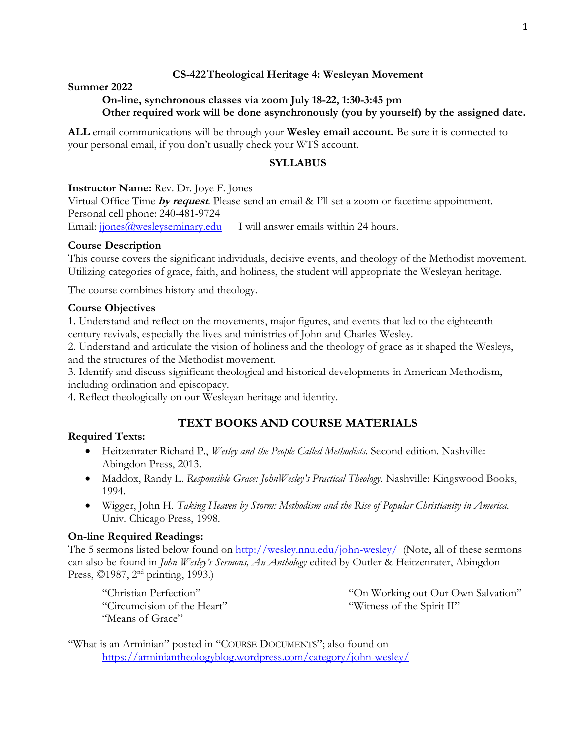**CS-422 Theological Heritage 4: Wesleyan Movement**

**Summer 2022**

**On-line, synchronous classes via zoom July 18-22, 1:30-3:45 pm**
**Other required work will be done asynchronously (you by yourself) by the assigned date.**

**ALL** email communications will be through your **Wesley email account.** Be sure it is connected to your personal email, if you don't usually check your WTS account.

## SYLLABUS

---

**Instructor Name:** Rev. Dr. Joye F. Jones
Virtual Office Time ***by request***. Please send an email & I'll set a zoom or facetime appointment.
Personal cell phone: 240-481-9724
Email: jjones@wesleyseminary.edu    I will answer emails within 24 hours.

### Course Description

This course covers the significant individuals, decisive events, and theology of the Methodist movement. Utilizing categories of grace, faith, and holiness, the student will appropriate the Wesleyan heritage.

The course combines history and theology.

### Course Objectives

1. Understand and reflect on the movements, major figures, and events that led to the eighteenth century revivals, especially the lives and ministries of John and Charles Wesley.
2. Understand and articulate the vision of holiness and the theology of grace as it shaped the Wesleys, and the structures of the Methodist movement.
3. Identify and discuss significant theological and historical developments in American Methodism, including ordination and episcopacy.
4. Reflect theologically on our Wesleyan heritage and identity.

## TEXT BOOKS AND COURSE MATERIALS

### Required Texts:

- Heitzenrater Richard P., *Wesley and the People Called Methodists*. Second edition. Nashville: Abingdon Press, 2013.
- Maddox, Randy L. *Responsible Grace: JohnWesley's Practical Theology.* Nashville: Kingswood Books, 1994.
- Wigger, John H. *Taking Heaven by Storm: Methodism and the Rise of Popular Christianity in America.* Univ. Chicago Press, 1998.

### On-line Required Readings:

The 5 sermons listed below found on http://wesley.nnu.edu/john-wesley/ (Note, all of these sermons can also be found in *John Wesley's Sermons, An Anthology* edited by Outler & Heitzenrater, Abingdon Press, ©1987, 2nd printing, 1993.)

"Christian Perfection"
"Circumcision of the Heart"
"Means of Grace"
"On Working out Our Own Salvation"
"Witness of the Spirit II"

"What is an Arminian" posted in "COURSE DOCUMENTS"; also found on https://arminiantheologyblog.wordpress.com/category/john-wesley/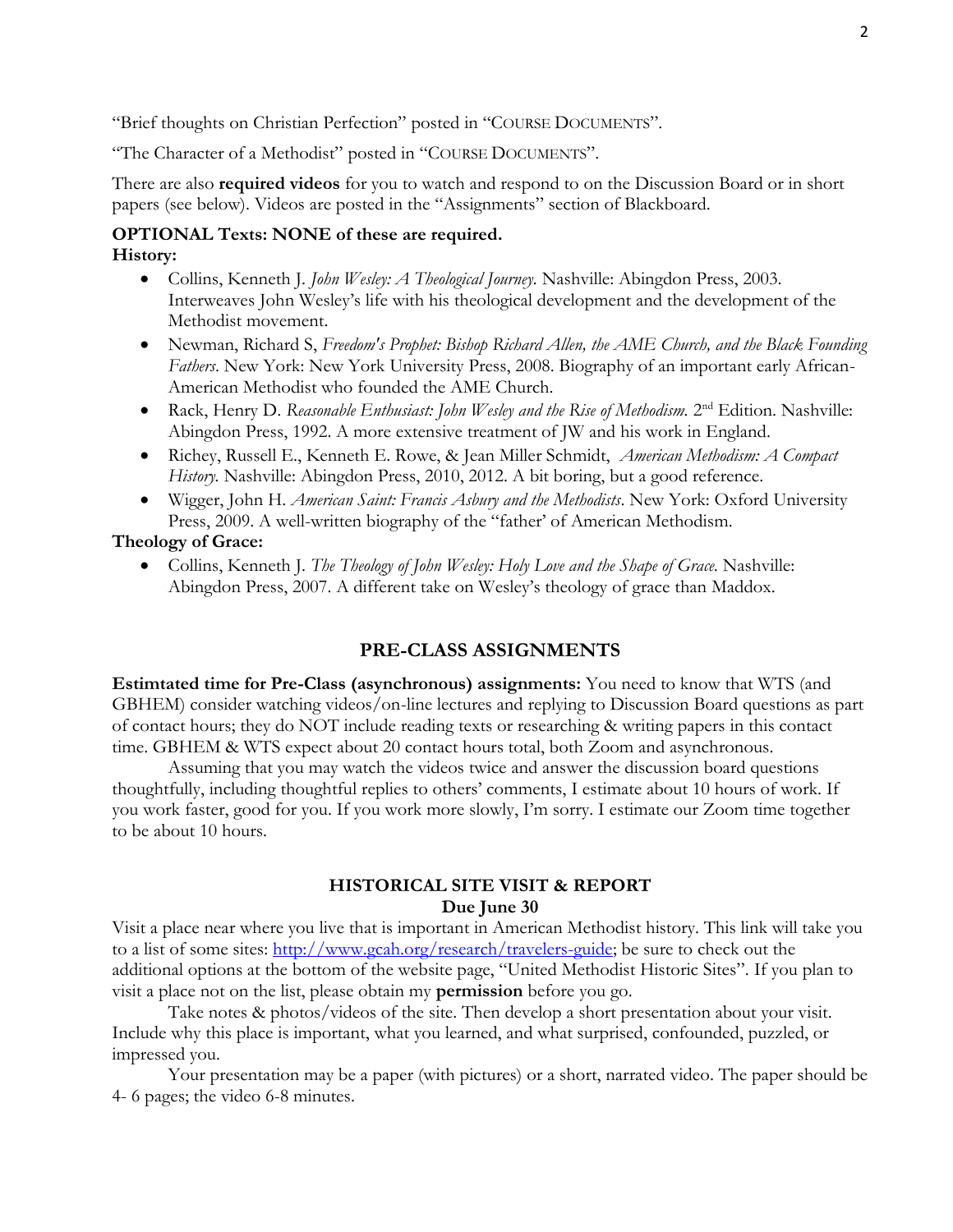"Brief thoughts on Christian Perfection" posted in "COURSE DOCUMENTS".

"The Character of a Methodist" posted in "COURSE DOCUMENTS".

There are also **required videos** for you to watch and respond to on the Discussion Board or in short papers (see below). Videos are posted in the "Assignments" section of Blackboard.

**OPTIONAL Texts: NONE of these are required.**

**History:**

- Collins, Kenneth J. *John Wesley: A Theological Journey*. Nashville: Abingdon Press, 2003. Interweaves John Wesley's life with his theological development and the development of the Methodist movement.
- Newman, Richard S, *Freedom's Prophet: Bishop Richard Allen, the AME Church, and the Black Founding Fathers*. New York: New York University Press, 2008. Biography of an important early African-American Methodist who founded the AME Church.
- Rack, Henry D. *Reasonable Enthusiast: John Wesley and the Rise of Methodism*. 2nd Edition. Nashville: Abingdon Press, 1992. A more extensive treatment of JW and his work in England.
- Richey, Russell E., Kenneth E. Rowe, & Jean Miller Schmidt, *American Methodism: A Compact History*. Nashville: Abingdon Press, 2010, 2012. A bit boring, but a good reference.
- Wigger, John H. *American Saint: Francis Asbury and the Methodists*. New York: Oxford University Press, 2009. A well-written biography of the "father' of American Methodism.

**Theology of Grace:**

- Collins, Kenneth J. *The Theology of John Wesley: Holy Love and the Shape of Grace*. Nashville: Abingdon Press, 2007. A different take on Wesley's theology of grace than Maddox.

## PRE-CLASS ASSIGNMENTS

**Estimtated time for Pre-Class (asynchronous) assignments:** You need to know that WTS (and GBHEM) consider watching videos/on-line lectures and replying to Discussion Board questions as part of contact hours; they do NOT include reading texts or researching & writing papers in this contact time. GBHEM & WTS expect about 20 contact hours total, both Zoom and asynchronous.

Assuming that you may watch the videos twice and answer the discussion board questions thoughtfully, including thoughtful replies to others' comments, I estimate about 10 hours of work. If you work faster, good for you. If you work more slowly, I'm sorry. I estimate our Zoom time together to be about 10 hours.

## HISTORICAL SITE VISIT & REPORT
**Due June 30**

Visit a place near where you live that is important in American Methodist history. This link will take you to a list of some sites: http://www.gcah.org/research/travelers-guide; be sure to check out the additional options at the bottom of the website page, "United Methodist Historic Sites". If you plan to visit a place not on the list, please obtain my **permission** before you go.

Take notes & photos/videos of the site. Then develop a short presentation about your visit. Include why this place is important, what you learned, and what surprised, confounded, puzzled, or impressed you.

Your presentation may be a paper (with pictures) or a short, narrated video. The paper should be 4- 6 pages; the video 6-8 minutes.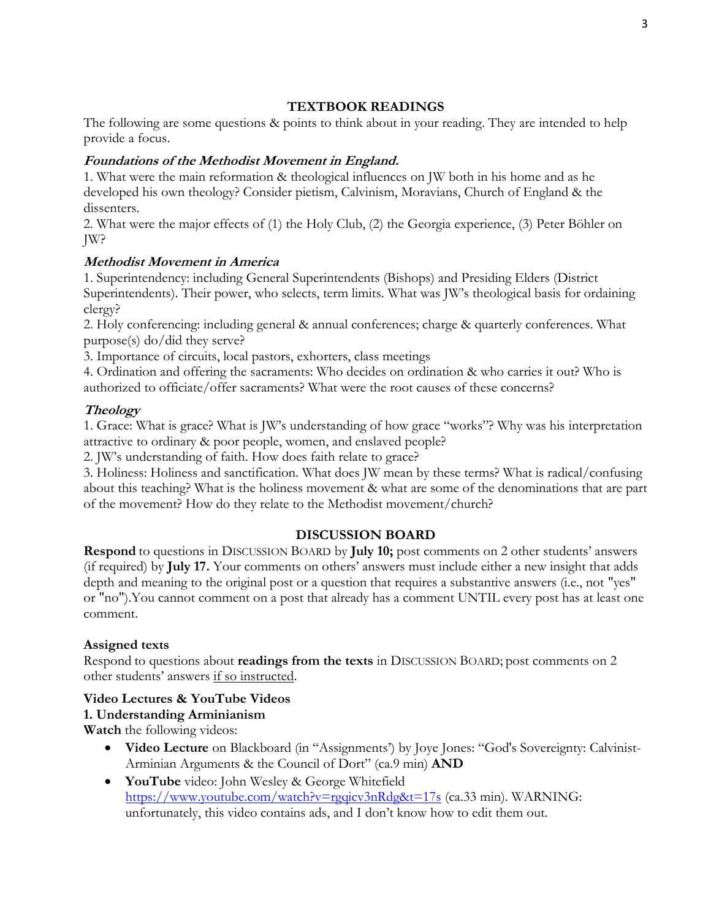## TEXTBOOK READINGS

The following are some questions & points to think about in your reading. They are intended to help provide a focus.

### *Foundations of the Methodist Movement in England.*

1. What were the main reformation & theological influences on JW both in his home and as he developed his own theology? Consider pietism, Calvinism, Moravians, Church of England & the dissenters.
2. What were the major effects of (1) the Holy Club, (2) the Georgia experience, (3) Peter Böhler on JW?

### *Methodist Movement in America*

1. Superintendency: including General Superintendents (Bishops) and Presiding Elders (District Superintendents). Their power, who selects, term limits. What was JW's theological basis for ordaining clergy?
2. Holy conferencing: including general & annual conferences; charge & quarterly conferences. What purpose(s) do/did they serve?
3. Importance of circuits, local pastors, exhorters, class meetings
4. Ordination and offering the sacraments: Who decides on ordination & who carries it out? Who is authorized to officiate/offer sacraments? What were the root causes of these concerns?

### *Theology*

1. Grace: What is grace? What is JW's understanding of how grace "works"? Why was his interpretation attractive to ordinary & poor people, women, and enslaved people?
2. JW's understanding of faith. How does faith relate to grace?
3. Holiness: Holiness and sanctification. What does JW mean by these terms? What is radical/confusing about this teaching? What is the holiness movement & what are some of the denominations that are part of the movement? How do they relate to the Methodist movement/church?

## DISCUSSION BOARD

**Respond** to questions in DISCUSSION BOARD by **July 10;** post comments on 2 other students' answers (if required) by **July 17.** Your comments on others' answers must include either a new insight that adds depth and meaning to the original post or a question that requires a substantive answers (i.e., not "yes" or "no").You cannot comment on a post that already has a comment UNTIL every post has at least one comment.

**Assigned texts**

Respond to questions about **readings from the texts** in DISCUSSION BOARD; post comments on 2 other students' answers <u>if so instructed</u>.

**Video Lectures & YouTube Videos**

**1. Understanding Arminianism**

**Watch** the following videos:

- **Video Lecture** on Blackboard (in "Assignments') by Joye Jones: "God's Sovereignty: Calvinist-Arminian Arguments & the Council of Dort" (ca.9 min) **AND**
- **YouTube** video: John Wesley & George Whitefield https://www.youtube.com/watch?v=rgqicv3nRdg&t=17s (ca.33 min). WARNING: unfortunately, this video contains ads, and I don't know how to edit them out.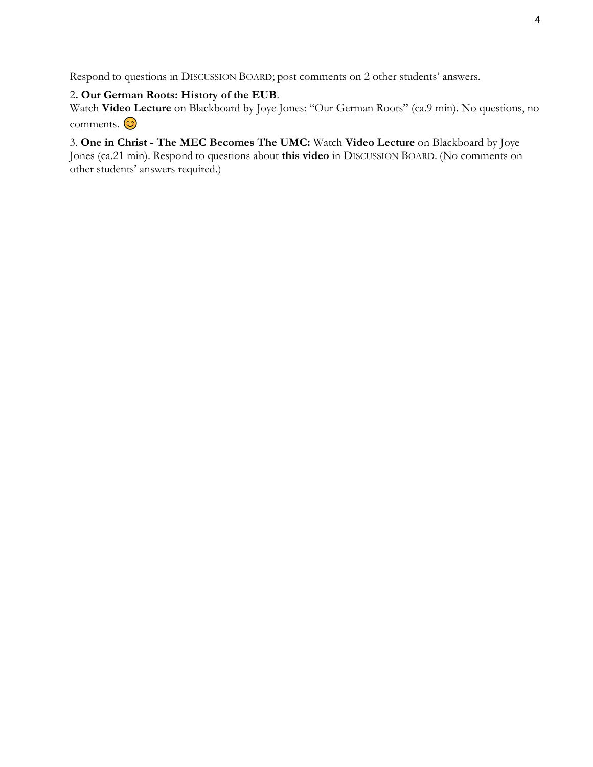Respond to questions in DISCUSSION BOARD; post comments on 2 other students' answers.

2**. Our German Roots: History of the EUB**.
Watch **Video Lecture** on Blackboard by Joye Jones: "Our German Roots" (ca.9 min). No questions, no comments. 😊

3. **One in Christ - The MEC Becomes The UMC:** Watch **Video Lecture** on Blackboard by Joye Jones (ca.21 min). Respond to questions about **this video** in DISCUSSION BOARD. (No comments on other students' answers required.)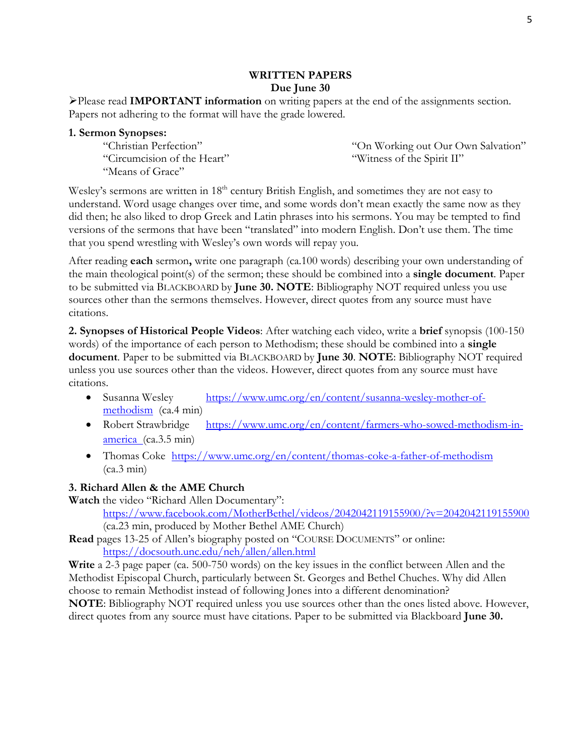## WRITTEN PAPERS
### Due June 30

➢Please read **IMPORTANT information** on writing papers at the end of the assignments section. Papers not adhering to the format will have the grade lowered.

**1. Sermon Synopses:**

- "Christian Perfection"
- "Circumcision of the Heart"
- "Means of Grace"
- "On Working out Our Own Salvation"
- "Witness of the Spirit II"

Wesley's sermons are written in 18th century British English, and sometimes they are not easy to understand. Word usage changes over time, and some words don't mean exactly the same now as they did then; he also liked to drop Greek and Latin phrases into his sermons. You may be tempted to find versions of the sermons that have been "translated" into modern English. Don't use them. The time that you spend wrestling with Wesley's own words will repay you.

After reading **each** sermon**,** write one paragraph (ca.100 words) describing your own understanding of the main theological point(s) of the sermon; these should be combined into a **single document**. Paper to be submitted via BLACKBOARD by **June 30. NOTE**: Bibliography NOT required unless you use sources other than the sermons themselves. However, direct quotes from any source must have citations.

**2. Synopses of Historical People Videos**: After watching each video, write a **brief** synopsis (100-150 words) of the importance of each person to Methodism; these should be combined into a **single document**. Paper to be submitted via BLACKBOARD by **June 30**. **NOTE**: Bibliography NOT required unless you use sources other than the videos. However, direct quotes from any source must have citations.

- Susanna Wesley https://www.umc.org/en/content/susanna-wesley-mother-of-methodism (ca.4 min)
- Robert Strawbridge https://www.umc.org/en/content/farmers-who-sowed-methodism-in-america (ca.3.5 min)
- Thomas Coke https://www.umc.org/en/content/thomas-coke-a-father-of-methodism (ca.3 min)

**3. Richard Allen & the AME Church**

**Watch** the video "Richard Allen Documentary":
https://www.facebook.com/MotherBethel/videos/2042042119155900/?v=2042042119155900 (ca.23 min, produced by Mother Bethel AME Church)

**Read** pages 13-25 of Allen's biography posted on "COURSE DOCUMENTS" or online:
https://docsouth.unc.edu/neh/allen/allen.html

**Write** a 2-3 page paper (ca. 500-750 words) on the key issues in the conflict between Allen and the Methodist Episcopal Church, particularly between St. Georges and Bethel Chuches. Why did Allen choose to remain Methodist instead of following Jones into a different denomination?

**NOTE**: Bibliography NOT required unless you use sources other than the ones listed above. However, direct quotes from any source must have citations. Paper to be submitted via Blackboard **June 30.**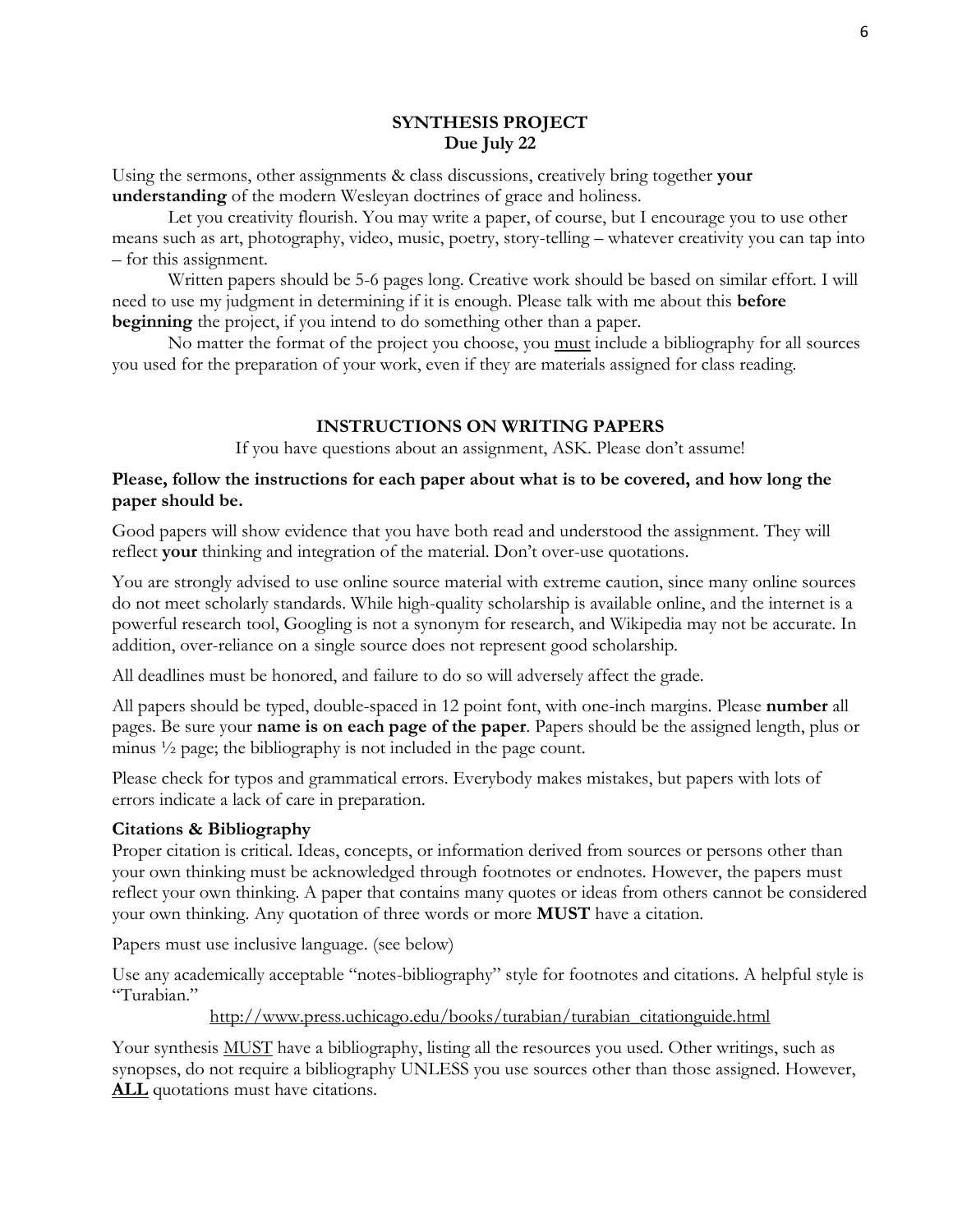## SYNTHESIS PROJECT
**Due July 22**

Using the sermons, other assignments & class discussions, creatively bring together **your understanding** of the modern Wesleyan doctrines of grace and holiness.

Let you creativity flourish. You may write a paper, of course, but I encourage you to use other means such as art, photography, video, music, poetry, story-telling – whatever creativity you can tap into – for this assignment.

Written papers should be 5-6 pages long. Creative work should be based on similar effort. I will need to use my judgment in determining if it is enough. Please talk with me about this **before beginning** the project, if you intend to do something other than a paper.

No matter the format of the project you choose, you <u>must</u> include a bibliography for all sources you used for the preparation of your work, even if they are materials assigned for class reading.

## INSTRUCTIONS ON WRITING PAPERS

If you have questions about an assignment, ASK. Please don't assume!

**Please, follow the instructions for each paper about what is to be covered, and how long the paper should be.**

Good papers will show evidence that you have both read and understood the assignment. They will reflect **your** thinking and integration of the material. Don't over-use quotations.

You are strongly advised to use online source material with extreme caution, since many online sources do not meet scholarly standards. While high-quality scholarship is available online, and the internet is a powerful research tool, Googling is not a synonym for research, and Wikipedia may not be accurate. In addition, over-reliance on a single source does not represent good scholarship.

All deadlines must be honored, and failure to do so will adversely affect the grade.

All papers should be typed, double-spaced in 12 point font, with one-inch margins. Please **number** all pages. Be sure your **name is on each page of the paper**. Papers should be the assigned length, plus or minus ½ page; the bibliography is not included in the page count.

Please check for typos and grammatical errors. Everybody makes mistakes, but papers with lots of errors indicate a lack of care in preparation.

### Citations & Bibliography

Proper citation is critical. Ideas, concepts, or information derived from sources or persons other than your own thinking must be acknowledged through footnotes or endnotes. However, the papers must reflect your own thinking. A paper that contains many quotes or ideas from others cannot be considered your own thinking. Any quotation of three words or more **MUST** have a citation.

Papers must use inclusive language. (see below)

Use any academically acceptable "notes-bibliography" style for footnotes and citations. A helpful style is "Turabian."

http://www.press.uchicago.edu/books/turabian/turabian_citationguide.html

Your synthesis <u>MUST</u> have a bibliography, listing all the resources you used. Other writings, such as synopses, do not require a bibliography UNLESS you use sources other than those assigned. However, **<u>ALL</u>** quotations must have citations.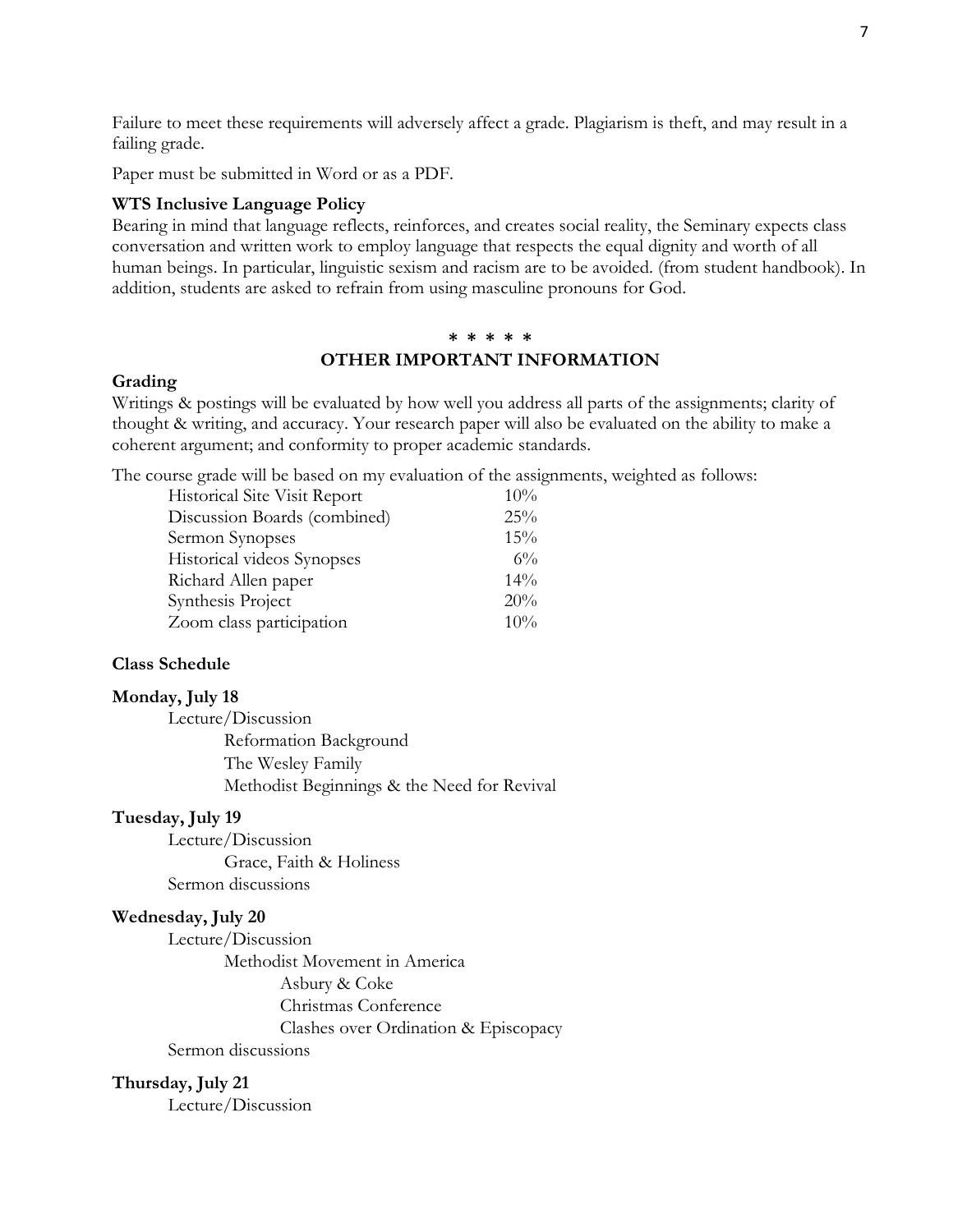Failure to meet these requirements will adversely affect a grade. Plagiarism is theft, and may result in a failing grade.

Paper must be submitted in Word or as a PDF.

**WTS Inclusive Language Policy**
Bearing in mind that language reflects, reinforces, and creates social reality, the Seminary expects class conversation and written work to employ language that respects the equal dignity and worth of all human beings. In particular, linguistic sexism and racism are to be avoided. (from student handbook). In addition, students are asked to refrain from using masculine pronouns for God.

\* \* \* \* \*

## OTHER IMPORTANT INFORMATION

**Grading**
Writings & postings will be evaluated by how well you address all parts of the assignments; clarity of thought & writing, and accuracy. Your research paper will also be evaluated on the ability to make a coherent argument; and conformity to proper academic standards.

The course grade will be based on my evaluation of the assignments, weighted as follows:

| Assignment | Weight |
|---|---|
| Historical Site Visit Report | 10% |
| Discussion Boards (combined) | 25% |
| Sermon Synopses | 15% |
| Historical videos Synopses | 6% |
| Richard Allen paper | 14% |
| Synthesis Project | 20% |
| Zoom class participation | 10% |

**Class Schedule**

**Monday, July 18**
- Lecture/Discussion
  - Reformation Background
  - The Wesley Family
  - Methodist Beginnings & the Need for Revival

**Tuesday, July 19**
- Lecture/Discussion
  - Grace, Faith & Holiness
- Sermon discussions

**Wednesday, July 20**
- Lecture/Discussion
  - Methodist Movement in America
    - Asbury & Coke
    - Christmas Conference
    - Clashes over Ordination & Episcopacy
- Sermon discussions

**Thursday, July 21**
- Lecture/Discussion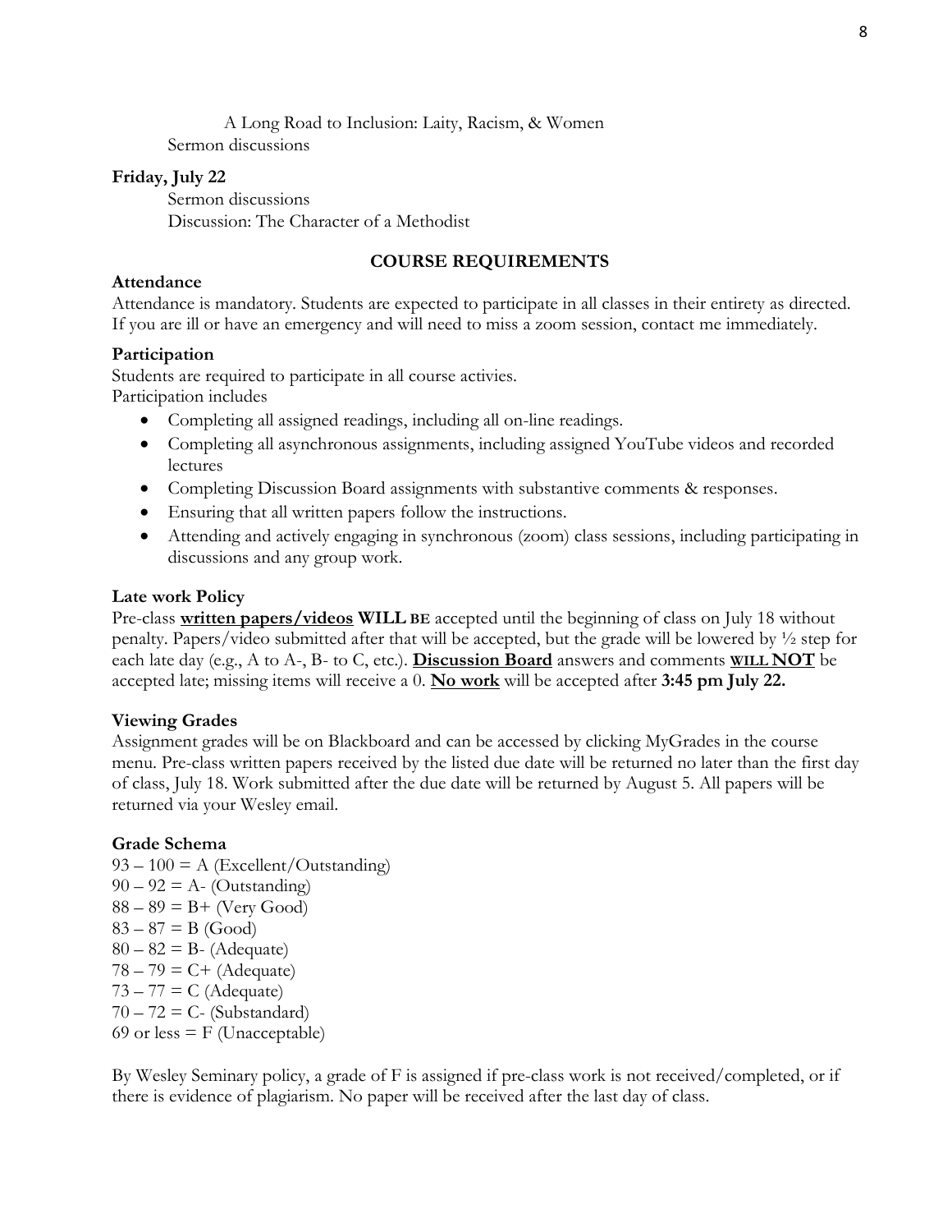A Long Road to Inclusion: Laity, Racism, & Women

Sermon discussions

**Friday, July 22**

Sermon discussions

Discussion: The Character of a Methodist

## COURSE REQUIREMENTS

**Attendance**

Attendance is mandatory. Students are expected to participate in all classes in their entirety as directed. If you are ill or have an emergency and will need to miss a zoom session, contact me immediately.

**Participation**

Students are required to participate in all course activies.

Participation includes

- Completing all assigned readings, including all on-line readings.
- Completing all asynchronous assignments, including assigned YouTube videos and recorded lectures
- Completing Discussion Board assignments with substantive comments & responses.
- Ensuring that all written papers follow the instructions.
- Attending and actively engaging in synchronous (zoom) class sessions, including participating in discussions and any group work.

**Late work Policy**

Pre-class **written papers/videos** **WILL BE** accepted until the beginning of class on July 18 without penalty. Papers/video submitted after that will be accepted, but the grade will be lowered by ½ step for each late day (e.g., A to A-, B- to C, etc.). **Discussion Board** answers and comments **WILL NOT** be accepted late; missing items will receive a 0. **No work** will be accepted after **3:45 pm July 22.**

**Viewing Grades**

Assignment grades will be on Blackboard and can be accessed by clicking MyGrades in the course menu. Pre-class written papers received by the listed due date will be returned no later than the first day of class, July 18. Work submitted after the due date will be returned by August 5. All papers will be returned via your Wesley email.

**Grade Schema**

93 – 100 = A (Excellent/Outstanding)
90 – 92 = A- (Outstanding)
88 – 89 = B+ (Very Good)
83 – 87 = B (Good)
80 – 82 = B- (Adequate)
78 – 79 = C+ (Adequate)
73 – 77 = C (Adequate)
70 – 72 = C- (Substandard)
69 or less = F (Unacceptable)

By Wesley Seminary policy, a grade of F is assigned if pre-class work is not received/completed, or if there is evidence of plagiarism. No paper will be received after the last day of class.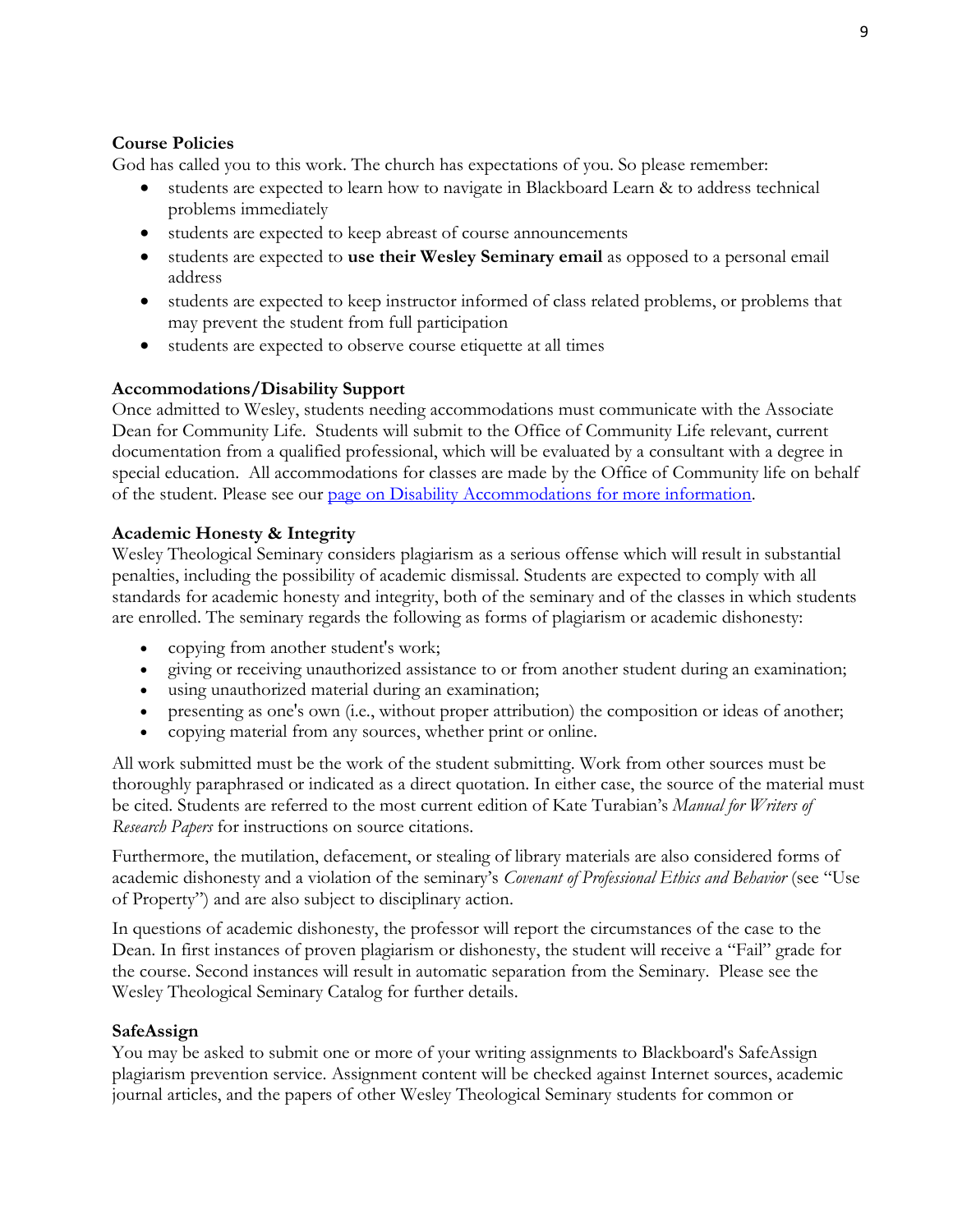**Course Policies**

God has called you to this work. The church has expectations of you. So please remember:

- students are expected to learn how to navigate in Blackboard Learn & to address technical problems immediately
- students are expected to keep abreast of course announcements
- students are expected to **use their Wesley Seminary email** as opposed to a personal email address
- students are expected to keep instructor informed of class related problems, or problems that may prevent the student from full participation
- students are expected to observe course etiquette at all times

**Accommodations/Disability Support**

Once admitted to Wesley, students needing accommodations must communicate with the Associate Dean for Community Life. Students will submit to the Office of Community Life relevant, current documentation from a qualified professional, which will be evaluated by a consultant with a degree in special education. All accommodations for classes are made by the Office of Community life on behalf of the student. Please see our page on Disability Accommodations for more information.

**Academic Honesty & Integrity**

Wesley Theological Seminary considers plagiarism as a serious offense which will result in substantial penalties, including the possibility of academic dismissal. Students are expected to comply with all standards for academic honesty and integrity, both of the seminary and of the classes in which students are enrolled. The seminary regards the following as forms of plagiarism or academic dishonesty:

- copying from another student's work;
- giving or receiving unauthorized assistance to or from another student during an examination;
- using unauthorized material during an examination;
- presenting as one's own (i.e., without proper attribution) the composition or ideas of another;
- copying material from any sources, whether print or online.

All work submitted must be the work of the student submitting. Work from other sources must be thoroughly paraphrased or indicated as a direct quotation. In either case, the source of the material must be cited. Students are referred to the most current edition of Kate Turabian's *Manual for Writers of Research Papers* for instructions on source citations.

Furthermore, the mutilation, defacement, or stealing of library materials are also considered forms of academic dishonesty and a violation of the seminary's *Covenant of Professional Ethics and Behavior* (see "Use of Property") and are also subject to disciplinary action.

In questions of academic dishonesty, the professor will report the circumstances of the case to the Dean. In first instances of proven plagiarism or dishonesty, the student will receive a "Fail" grade for the course. Second instances will result in automatic separation from the Seminary. Please see the Wesley Theological Seminary Catalog for further details.

**SafeAssign**

You may be asked to submit one or more of your writing assignments to Blackboard's SafeAssign plagiarism prevention service. Assignment content will be checked against Internet sources, academic journal articles, and the papers of other Wesley Theological Seminary students for common or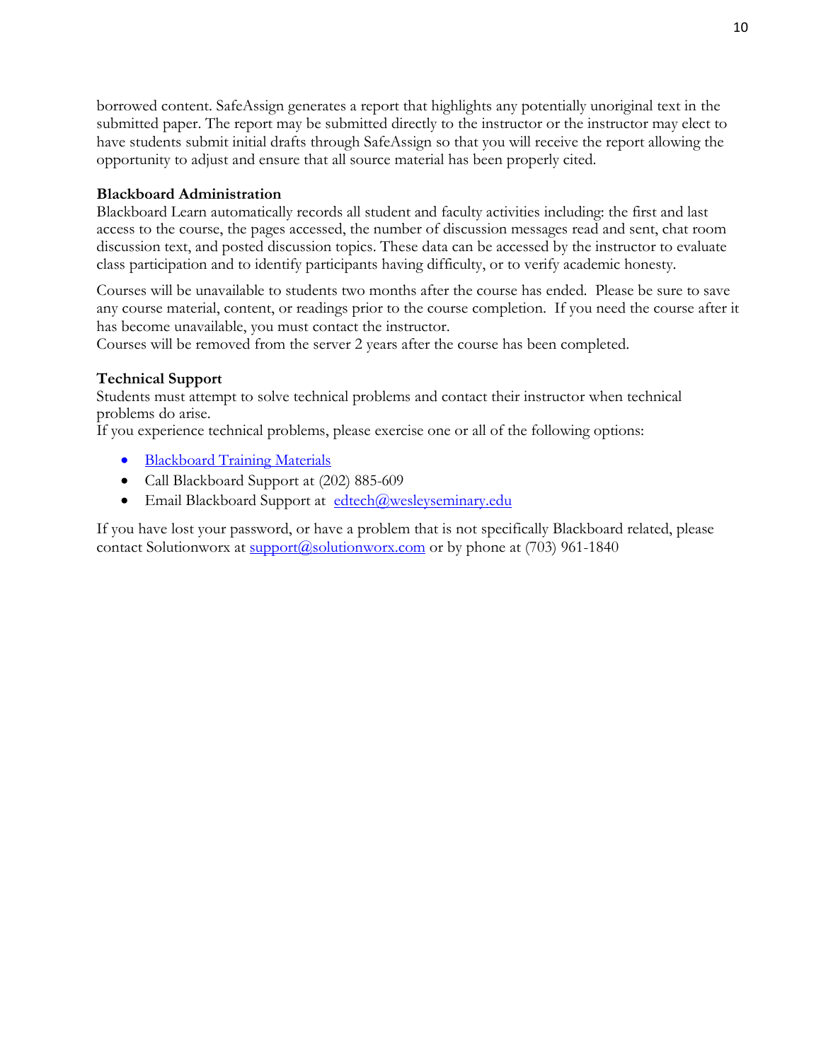borrowed content. SafeAssign generates a report that highlights any potentially unoriginal text in the submitted paper. The report may be submitted directly to the instructor or the instructor may elect to have students submit initial drafts through SafeAssign so that you will receive the report allowing the opportunity to adjust and ensure that all source material has been properly cited.

**Blackboard Administration**

Blackboard Learn automatically records all student and faculty activities including: the first and last access to the course, the pages accessed, the number of discussion messages read and sent, chat room discussion text, and posted discussion topics. These data can be accessed by the instructor to evaluate class participation and to identify participants having difficulty, or to verify academic honesty.

Courses will be unavailable to students two months after the course has ended. Please be sure to save any course material, content, or readings prior to the course completion. If you need the course after it has become unavailable, you must contact the instructor.
Courses will be removed from the server 2 years after the course has been completed.

**Technical Support**

Students must attempt to solve technical problems and contact their instructor when technical problems do arise.
If you experience technical problems, please exercise one or all of the following options:

- Blackboard Training Materials
- Call Blackboard Support at (202) 885-609
- Email Blackboard Support at edtech@wesleyseminary.edu

If you have lost your password, or have a problem that is not specifically Blackboard related, please contact Solutionworx at support@solutionworx.com or by phone at (703) 961-1840